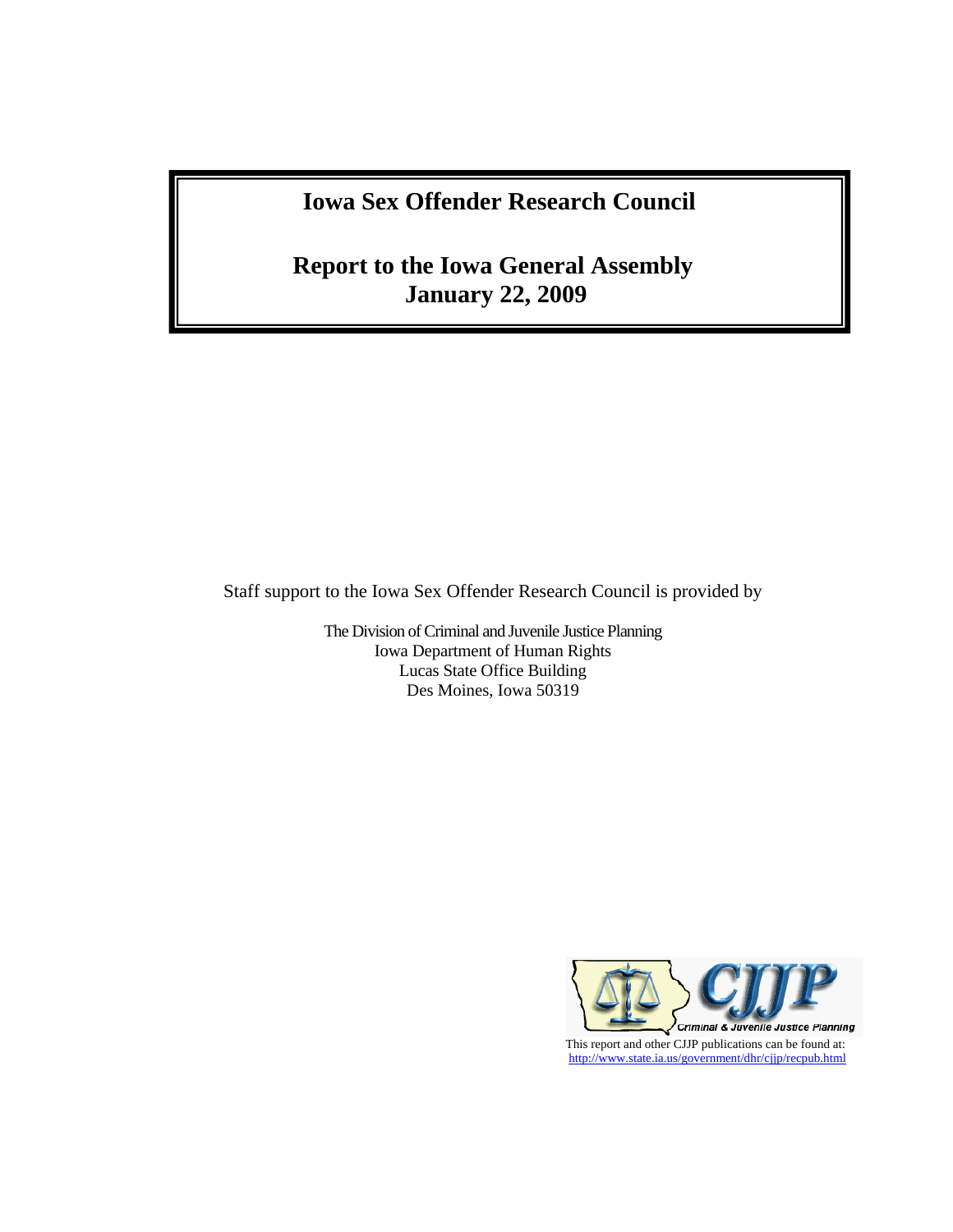# Iowa Sex Offender Research Council

## Report to the Iowa General Assembly
## January 22, 2009

Staff support to the Iowa Sex Offender Research Council is provided by

The Division of Criminal and Juvenile Justice Planning
Iowa Department of Human Rights
Lucas State Office Building
Des Moines, Iowa 50319

This report and other CJJP publications can be found at:
http://www.state.ia.us/government/dhr/cjjp/recpub.html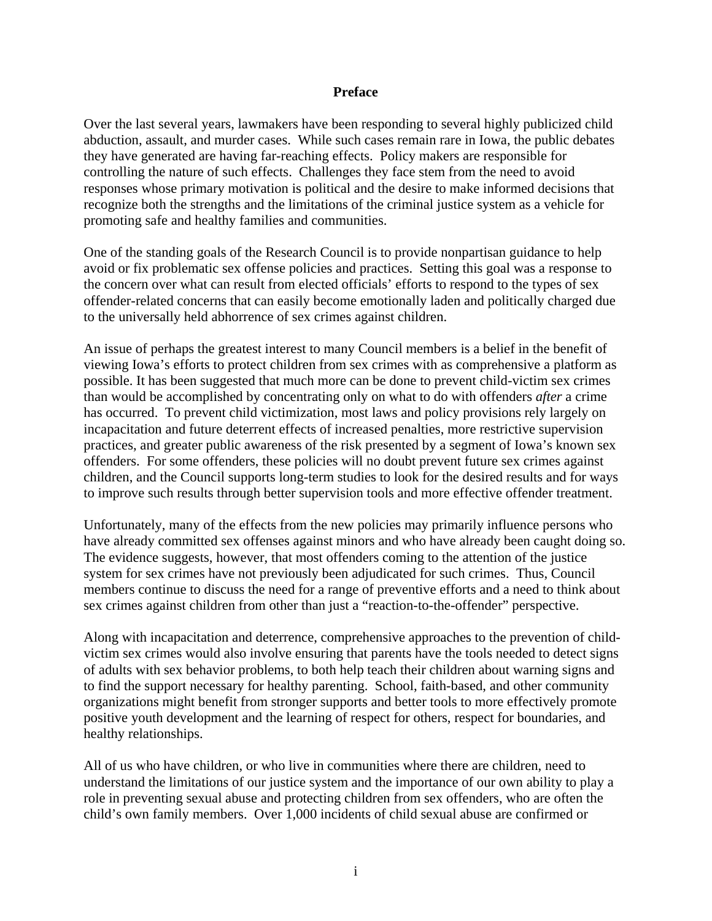## Preface

Over the last several years, lawmakers have been responding to several highly publicized child abduction, assault, and murder cases. While such cases remain rare in Iowa, the public debates they have generated are having far-reaching effects. Policy makers are responsible for controlling the nature of such effects. Challenges they face stem from the need to avoid responses whose primary motivation is political and the desire to make informed decisions that recognize both the strengths and the limitations of the criminal justice system as a vehicle for promoting safe and healthy families and communities.

One of the standing goals of the Research Council is to provide nonpartisan guidance to help avoid or fix problematic sex offense policies and practices. Setting this goal was a response to the concern over what can result from elected officials' efforts to respond to the types of sex offender-related concerns that can easily become emotionally laden and politically charged due to the universally held abhorrence of sex crimes against children.

An issue of perhaps the greatest interest to many Council members is a belief in the benefit of viewing Iowa's efforts to protect children from sex crimes with as comprehensive a platform as possible. It has been suggested that much more can be done to prevent child-victim sex crimes than would be accomplished by concentrating only on what to do with offenders *after* a crime has occurred. To prevent child victimization, most laws and policy provisions rely largely on incapacitation and future deterrent effects of increased penalties, more restrictive supervision practices, and greater public awareness of the risk presented by a segment of Iowa's known sex offenders. For some offenders, these policies will no doubt prevent future sex crimes against children, and the Council supports long-term studies to look for the desired results and for ways to improve such results through better supervision tools and more effective offender treatment.

Unfortunately, many of the effects from the new policies may primarily influence persons who have already committed sex offenses against minors and who have already been caught doing so. The evidence suggests, however, that most offenders coming to the attention of the justice system for sex crimes have not previously been adjudicated for such crimes. Thus, Council members continue to discuss the need for a range of preventive efforts and a need to think about sex crimes against children from other than just a "reaction-to-the-offender" perspective.

Along with incapacitation and deterrence, comprehensive approaches to the prevention of child-victim sex crimes would also involve ensuring that parents have the tools needed to detect signs of adults with sex behavior problems, to both help teach their children about warning signs and to find the support necessary for healthy parenting. School, faith-based, and other community organizations might benefit from stronger supports and better tools to more effectively promote positive youth development and the learning of respect for others, respect for boundaries, and healthy relationships.

All of us who have children, or who live in communities where there are children, need to understand the limitations of our justice system and the importance of our own ability to play a role in preventing sexual abuse and protecting children from sex offenders, who are often the child's own family members. Over 1,000 incidents of child sexual abuse are confirmed or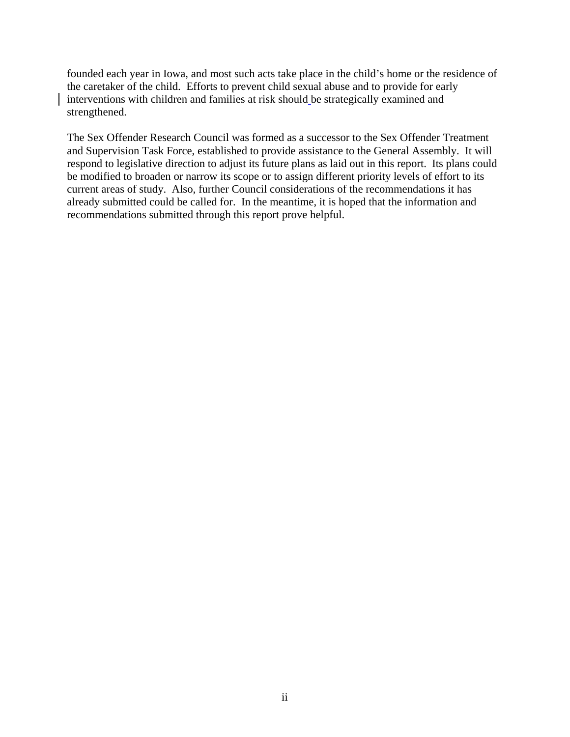founded each year in Iowa, and most such acts take place in the child's home or the residence of the caretaker of the child. Efforts to prevent child sexual abuse and to provide for early interventions with children and families at risk should be strategically examined and strengthened.

The Sex Offender Research Council was formed as a successor to the Sex Offender Treatment and Supervision Task Force, established to provide assistance to the General Assembly. It will respond to legislative direction to adjust its future plans as laid out in this report. Its plans could be modified to broaden or narrow its scope or to assign different priority levels of effort to its current areas of study. Also, further Council considerations of the recommendations it has already submitted could be called for. In the meantime, it is hoped that the information and recommendations submitted through this report prove helpful.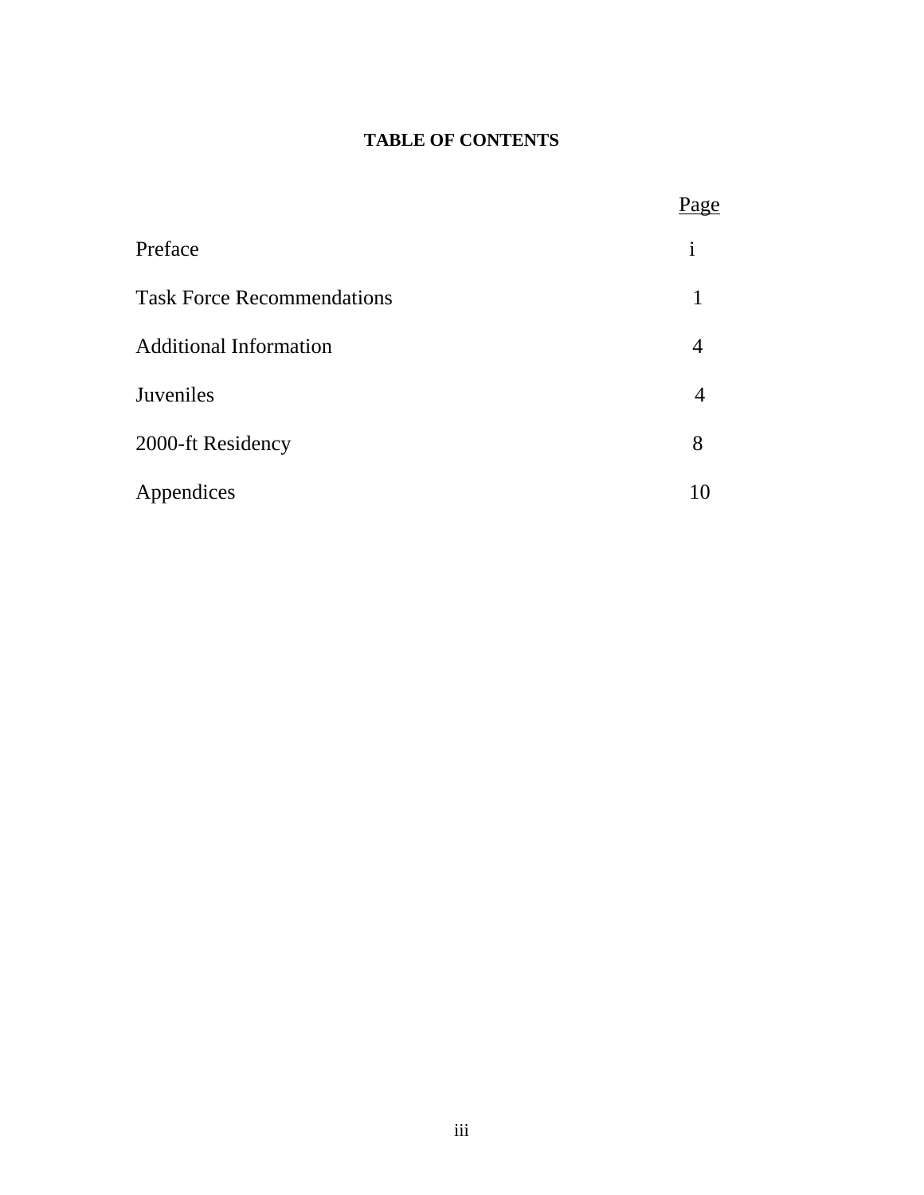# TABLE OF CONTENTS

| | Page |
|---|---|
| Preface | i |
| Task Force Recommendations | 1 |
| Additional Information | 4 |
| Juveniles | 4 |
| 2000-ft Residency | 8 |
| Appendices | 10 |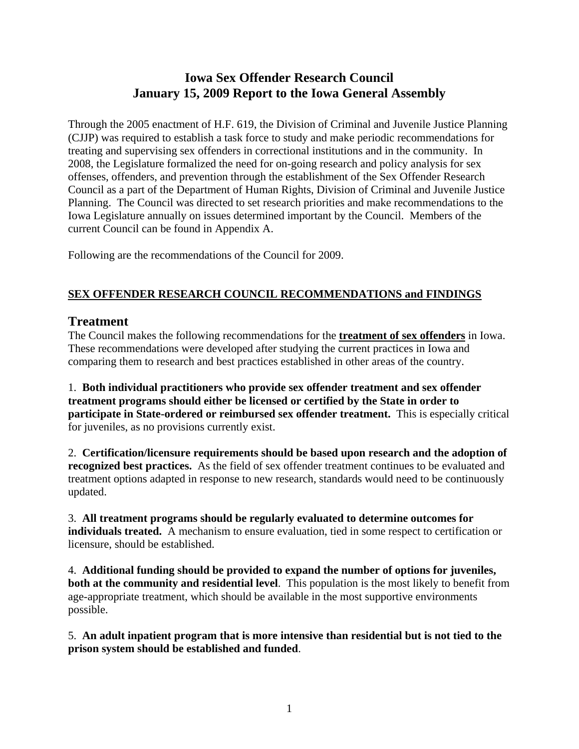# Iowa Sex Offender Research Council
# January 15, 2009 Report to the Iowa General Assembly

Through the 2005 enactment of H.F. 619, the Division of Criminal and Juvenile Justice Planning (CJJP) was required to establish a task force to study and make periodic recommendations for treating and supervising sex offenders in correctional institutions and in the community. In 2008, the Legislature formalized the need for on-going research and policy analysis for sex offenses, offenders, and prevention through the establishment of the Sex Offender Research Council as a part of the Department of Human Rights, Division of Criminal and Juvenile Justice Planning. The Council was directed to set research priorities and make recommendations to the Iowa Legislature annually on issues determined important by the Council. Members of the current Council can be found in Appendix A.

Following are the recommendations of the Council for 2009.

**SEX OFFENDER RESEARCH COUNCIL RECOMMENDATIONS and FINDINGS**

## Treatment

The Council makes the following recommendations for the **treatment of sex offenders** in Iowa. These recommendations were developed after studying the current practices in Iowa and comparing them to research and best practices established in other areas of the country.

1. **Both individual practitioners who provide sex offender treatment and sex offender treatment programs should either be licensed or certified by the State in order to participate in State-ordered or reimbursed sex offender treatment.** This is especially critical for juveniles, as no provisions currently exist.

2. **Certification/licensure requirements should be based upon research and the adoption of recognized best practices.** As the field of sex offender treatment continues to be evaluated and treatment options adapted in response to new research, standards would need to be continuously updated.

3. **All treatment programs should be regularly evaluated to determine outcomes for individuals treated.** A mechanism to ensure evaluation, tied in some respect to certification or licensure, should be established.

4. **Additional funding should be provided to expand the number of options for juveniles, both at the community and residential level**. This population is the most likely to benefit from age-appropriate treatment, which should be available in the most supportive environments possible.

5. **An adult inpatient program that is more intensive than residential but is not tied to the prison system should be established and funded**.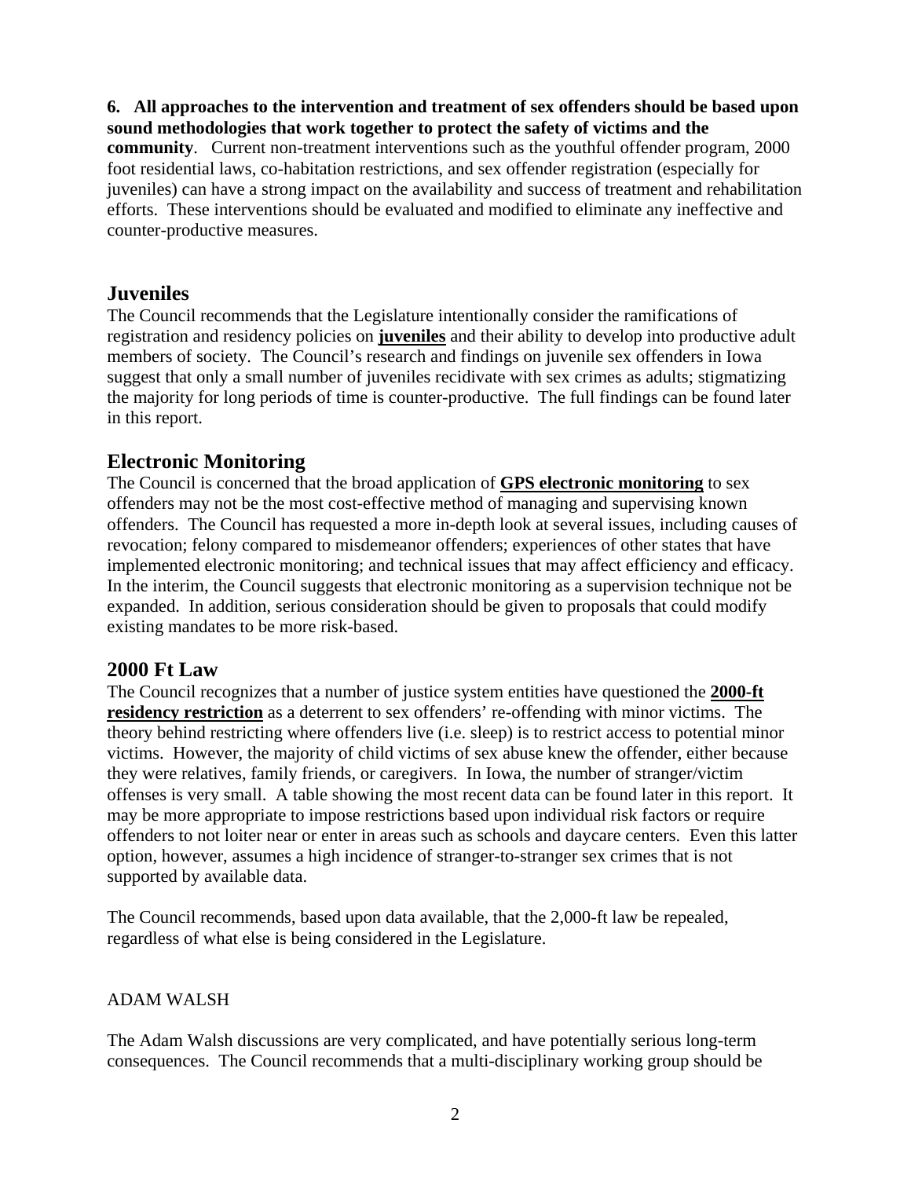**6. All approaches to the intervention and treatment of sex offenders should be based upon sound methodologies that work together to protect the safety of victims and the community**. Current non-treatment interventions such as the youthful offender program, 2000 foot residential laws, co-habitation restrictions, and sex offender registration (especially for juveniles) can have a strong impact on the availability and success of treatment and rehabilitation efforts. These interventions should be evaluated and modified to eliminate any ineffective and counter-productive measures.

## Juveniles

The Council recommends that the Legislature intentionally consider the ramifications of registration and residency policies on **juveniles** and their ability to develop into productive adult members of society. The Council's research and findings on juvenile sex offenders in Iowa suggest that only a small number of juveniles recidivate with sex crimes as adults; stigmatizing the majority for long periods of time is counter-productive. The full findings can be found later in this report.

## Electronic Monitoring

The Council is concerned that the broad application of **GPS electronic monitoring** to sex offenders may not be the most cost-effective method of managing and supervising known offenders. The Council has requested a more in-depth look at several issues, including causes of revocation; felony compared to misdemeanor offenders; experiences of other states that have implemented electronic monitoring; and technical issues that may affect efficiency and efficacy. In the interim, the Council suggests that electronic monitoring as a supervision technique not be expanded. In addition, serious consideration should be given to proposals that could modify existing mandates to be more risk-based.

## 2000 Ft Law

The Council recognizes that a number of justice system entities have questioned the **2000-ft residency restriction** as a deterrent to sex offenders' re-offending with minor victims. The theory behind restricting where offenders live (i.e. sleep) is to restrict access to potential minor victims. However, the majority of child victims of sex abuse knew the offender, either because they were relatives, family friends, or caregivers. In Iowa, the number of stranger/victim offenses is very small. A table showing the most recent data can be found later in this report. It may be more appropriate to impose restrictions based upon individual risk factors or require offenders to not loiter near or enter in areas such as schools and daycare centers. Even this latter option, however, assumes a high incidence of stranger-to-stranger sex crimes that is not supported by available data.

The Council recommends, based upon data available, that the 2,000-ft law be repealed, regardless of what else is being considered in the Legislature.

ADAM WALSH

The Adam Walsh discussions are very complicated, and have potentially serious long-term consequences. The Council recommends that a multi-disciplinary working group should be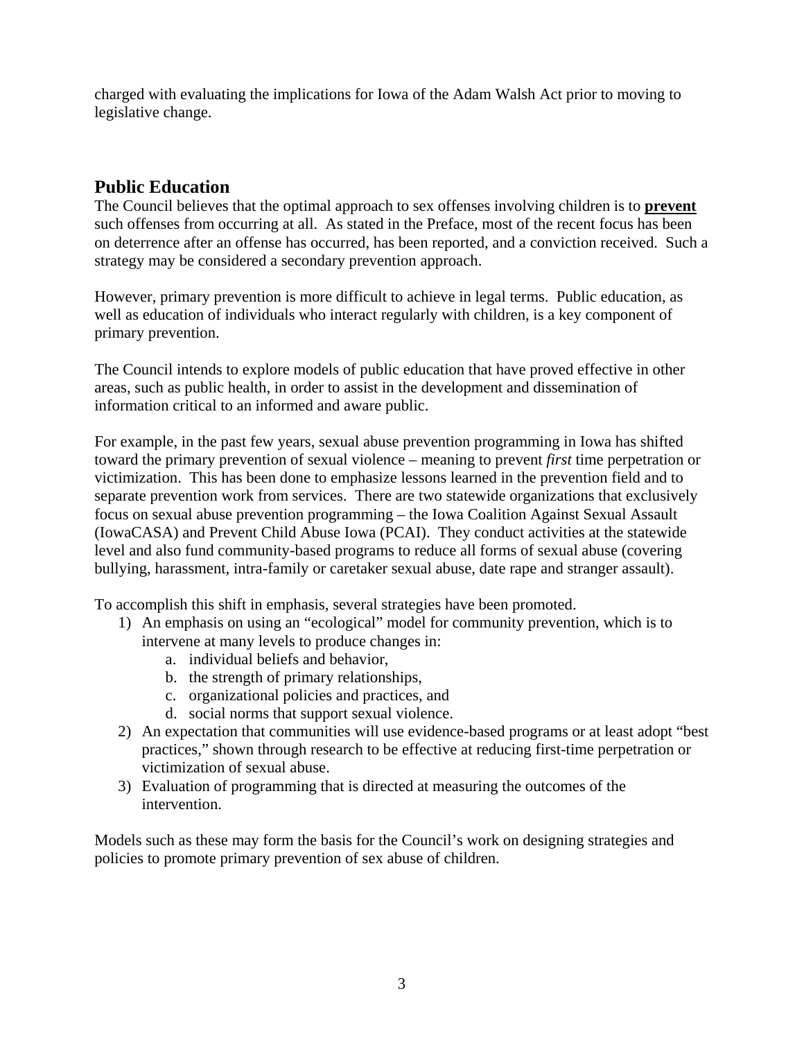charged with evaluating the implications for Iowa of the Adam Walsh Act prior to moving to legislative change.

## Public Education

The Council believes that the optimal approach to sex offenses involving children is to **prevent** such offenses from occurring at all. As stated in the Preface, most of the recent focus has been on deterrence after an offense has occurred, has been reported, and a conviction received. Such a strategy may be considered a secondary prevention approach.

However, primary prevention is more difficult to achieve in legal terms. Public education, as well as education of individuals who interact regularly with children, is a key component of primary prevention.

The Council intends to explore models of public education that have proved effective in other areas, such as public health, in order to assist in the development and dissemination of information critical to an informed and aware public.

For example, in the past few years, sexual abuse prevention programming in Iowa has shifted toward the primary prevention of sexual violence – meaning to prevent *first* time perpetration or victimization. This has been done to emphasize lessons learned in the prevention field and to separate prevention work from services. There are two statewide organizations that exclusively focus on sexual abuse prevention programming – the Iowa Coalition Against Sexual Assault (IowaCASA) and Prevent Child Abuse Iowa (PCAI). They conduct activities at the statewide level and also fund community-based programs to reduce all forms of sexual abuse (covering bullying, harassment, intra-family or caretaker sexual abuse, date rape and stranger assault).

To accomplish this shift in emphasis, several strategies have been promoted.

1) An emphasis on using an "ecological" model for community prevention, which is to intervene at many levels to produce changes in:
   a. individual beliefs and behavior,
   b. the strength of primary relationships,
   c. organizational policies and practices, and
   d. social norms that support sexual violence.
2) An expectation that communities will use evidence-based programs or at least adopt "best practices," shown through research to be effective at reducing first-time perpetration or victimization of sexual abuse.
3) Evaluation of programming that is directed at measuring the outcomes of the intervention.

Models such as these may form the basis for the Council's work on designing strategies and policies to promote primary prevention of sex abuse of children.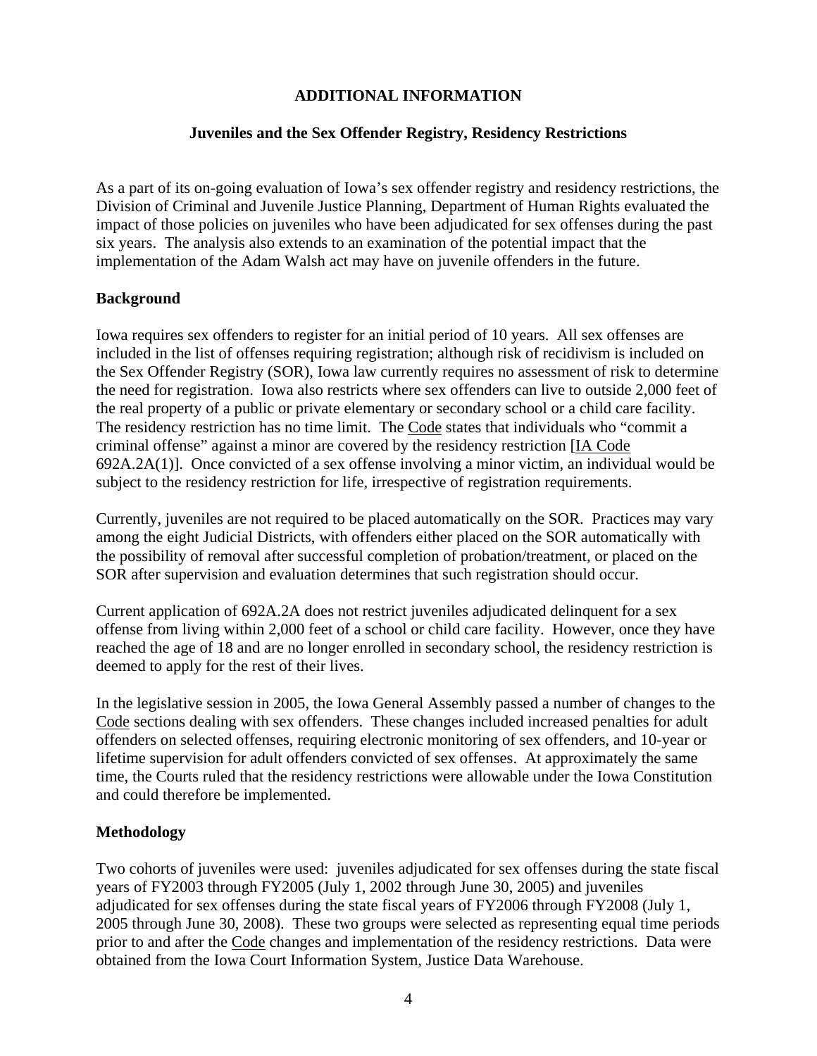# ADDITIONAL INFORMATION

## Juveniles and the Sex Offender Registry, Residency Restrictions

As a part of its on-going evaluation of Iowa's sex offender registry and residency restrictions, the Division of Criminal and Juvenile Justice Planning, Department of Human Rights evaluated the impact of those policies on juveniles who have been adjudicated for sex offenses during the past six years. The analysis also extends to an examination of the potential impact that the implementation of the Adam Walsh act may have on juvenile offenders in the future.

### Background

Iowa requires sex offenders to register for an initial period of 10 years. All sex offenses are included in the list of offenses requiring registration; although risk of recidivism is included on the Sex Offender Registry (SOR), Iowa law currently requires no assessment of risk to determine the need for registration. Iowa also restricts where sex offenders can live to outside 2,000 feet of the real property of a public or private elementary or secondary school or a child care facility. The residency restriction has no time limit. The Code states that individuals who "commit a criminal offense" against a minor are covered by the residency restriction [IA Code 692A.2A(1)]. Once convicted of a sex offense involving a minor victim, an individual would be subject to the residency restriction for life, irrespective of registration requirements.

Currently, juveniles are not required to be placed automatically on the SOR. Practices may vary among the eight Judicial Districts, with offenders either placed on the SOR automatically with the possibility of removal after successful completion of probation/treatment, or placed on the SOR after supervision and evaluation determines that such registration should occur.

Current application of 692A.2A does not restrict juveniles adjudicated delinquent for a sex offense from living within 2,000 feet of a school or child care facility. However, once they have reached the age of 18 and are no longer enrolled in secondary school, the residency restriction is deemed to apply for the rest of their lives.

In the legislative session in 2005, the Iowa General Assembly passed a number of changes to the Code sections dealing with sex offenders. These changes included increased penalties for adult offenders on selected offenses, requiring electronic monitoring of sex offenders, and 10-year or lifetime supervision for adult offenders convicted of sex offenses. At approximately the same time, the Courts ruled that the residency restrictions were allowable under the Iowa Constitution and could therefore be implemented.

### Methodology

Two cohorts of juveniles were used: juveniles adjudicated for sex offenses during the state fiscal years of FY2003 through FY2005 (July 1, 2002 through June 30, 2005) and juveniles adjudicated for sex offenses during the state fiscal years of FY2006 through FY2008 (July 1, 2005 through June 30, 2008). These two groups were selected as representing equal time periods prior to and after the Code changes and implementation of the residency restrictions. Data were obtained from the Iowa Court Information System, Justice Data Warehouse.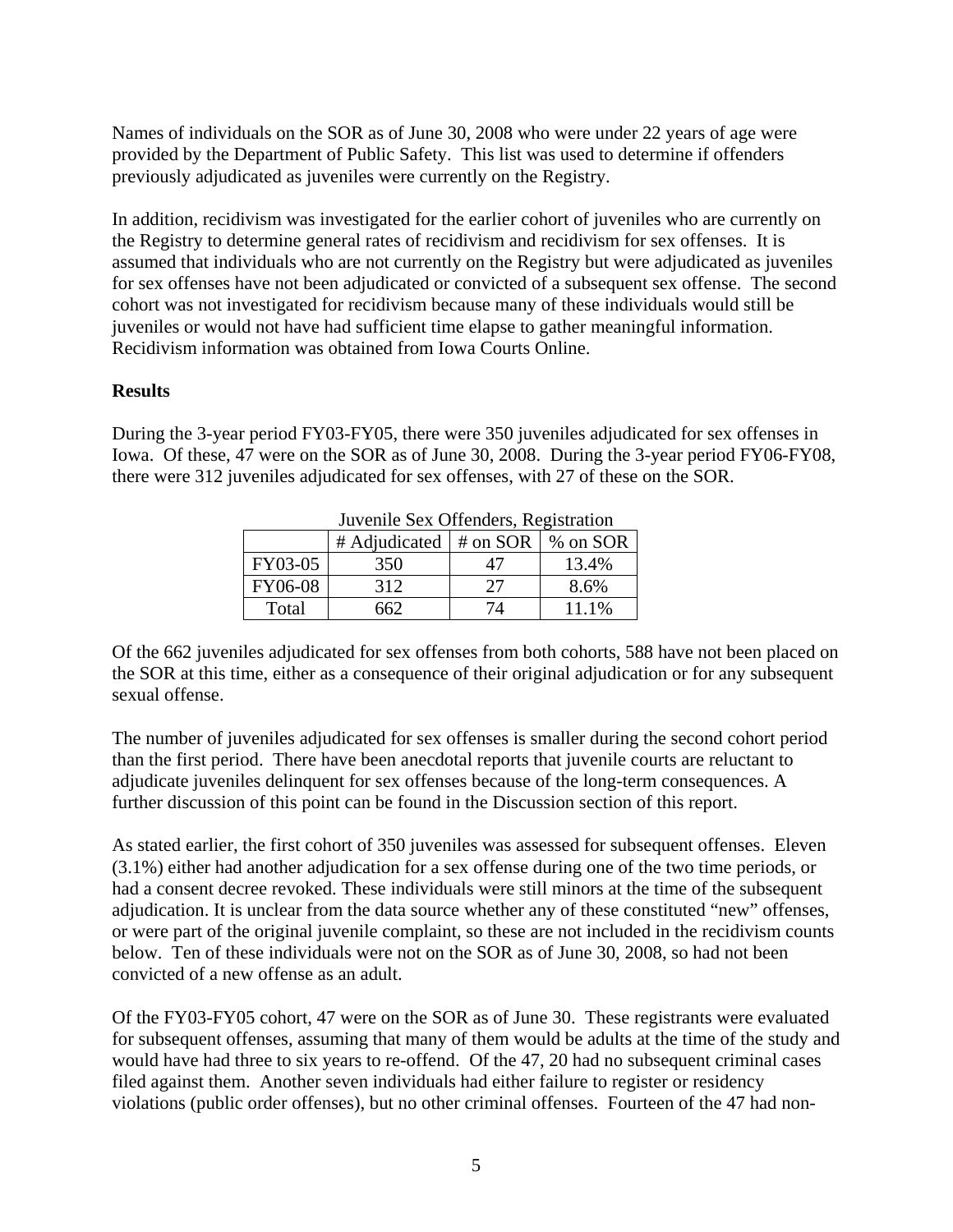Names of individuals on the SOR as of June 30, 2008 who were under 22 years of age were provided by the Department of Public Safety. This list was used to determine if offenders previously adjudicated as juveniles were currently on the Registry.

In addition, recidivism was investigated for the earlier cohort of juveniles who are currently on the Registry to determine general rates of recidivism and recidivism for sex offenses. It is assumed that individuals who are not currently on the Registry but were adjudicated as juveniles for sex offenses have not been adjudicated or convicted of a subsequent sex offense. The second cohort was not investigated for recidivism because many of these individuals would still be juveniles or would not have had sufficient time elapse to gather meaningful information. Recidivism information was obtained from Iowa Courts Online.

**Results**

During the 3-year period FY03-FY05, there were 350 juveniles adjudicated for sex offenses in Iowa. Of these, 47 were on the SOR as of June 30, 2008. During the 3-year period FY06-FY08, there were 312 juveniles adjudicated for sex offenses, with 27 of these on the SOR.

Juvenile Sex Offenders, Registration

| | # Adjudicated | # on SOR | % on SOR |
|---|---|---|---|
| FY03-05 | 350 | 47 | 13.4% |
| FY06-08 | 312 | 27 | 8.6% |
| Total | 662 | 74 | 11.1% |

Of the 662 juveniles adjudicated for sex offenses from both cohorts, 588 have not been placed on the SOR at this time, either as a consequence of their original adjudication or for any subsequent sexual offense.

The number of juveniles adjudicated for sex offenses is smaller during the second cohort period than the first period. There have been anecdotal reports that juvenile courts are reluctant to adjudicate juveniles delinquent for sex offenses because of the long-term consequences. A further discussion of this point can be found in the Discussion section of this report.

As stated earlier, the first cohort of 350 juveniles was assessed for subsequent offenses. Eleven (3.1%) either had another adjudication for a sex offense during one of the two time periods, or had a consent decree revoked. These individuals were still minors at the time of the subsequent adjudication. It is unclear from the data source whether any of these constituted "new" offenses, or were part of the original juvenile complaint, so these are not included in the recidivism counts below. Ten of these individuals were not on the SOR as of June 30, 2008, so had not been convicted of a new offense as an adult.

Of the FY03-FY05 cohort, 47 were on the SOR as of June 30. These registrants were evaluated for subsequent offenses, assuming that many of them would be adults at the time of the study and would have had three to six years to re-offend. Of the 47, 20 had no subsequent criminal cases filed against them. Another seven individuals had either failure to register or residency violations (public order offenses), but no other criminal offenses. Fourteen of the 47 had non-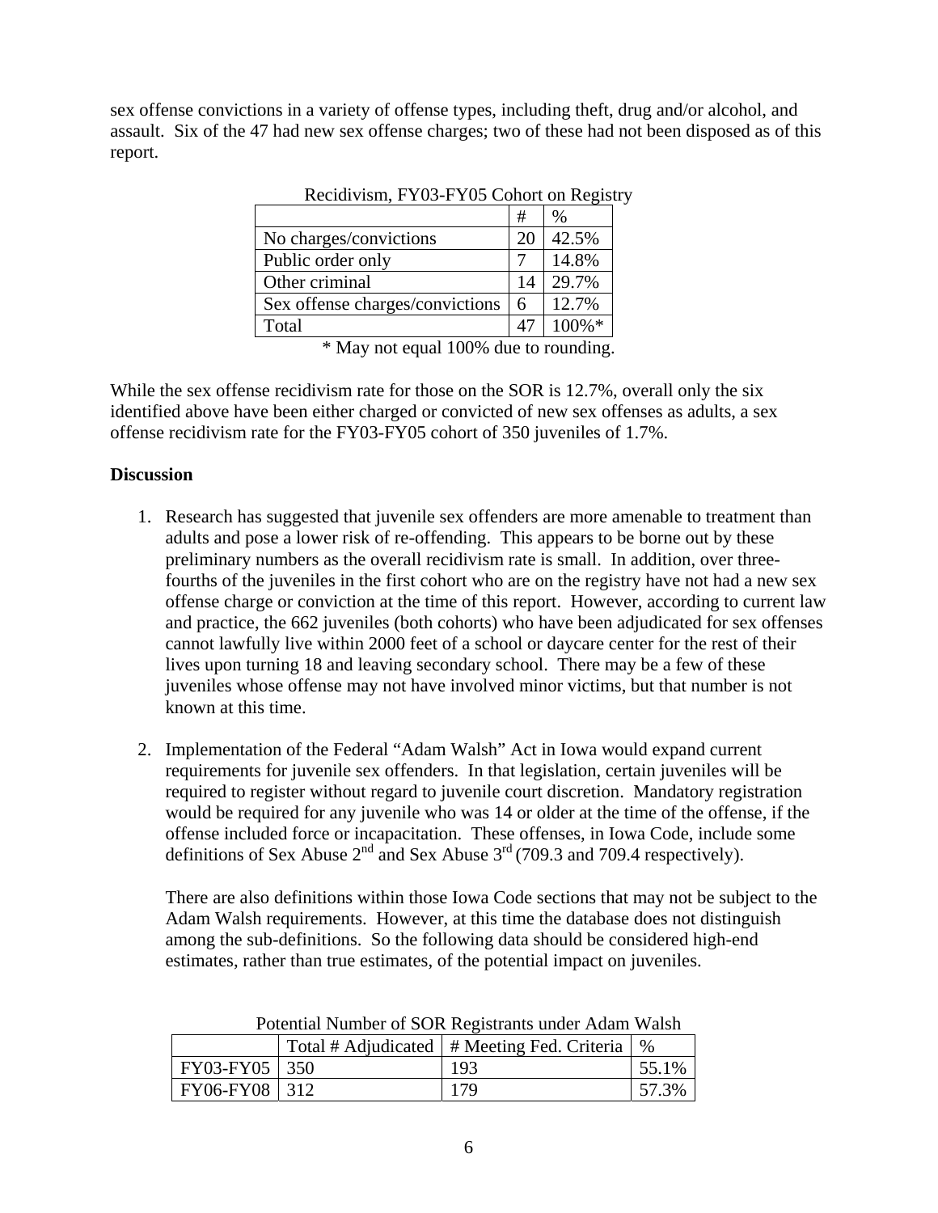sex offense convictions in a variety of offense types, including theft, drug and/or alcohol, and assault. Six of the 47 had new sex offense charges; two of these had not been disposed as of this report.

Recidivism, FY03-FY05 Cohort on Registry

| | # | % |
|---|---|---|
| No charges/convictions | 20 | 42.5% |
| Public order only | 7 | 14.8% |
| Other criminal | 14 | 29.7% |
| Sex offense charges/convictions | 6 | 12.7% |
| Total | 47 | 100%* |

\* May not equal 100% due to rounding.

While the sex offense recidivism rate for those on the SOR is 12.7%, overall only the six identified above have been either charged or convicted of new sex offenses as adults, a sex offense recidivism rate for the FY03-FY05 cohort of 350 juveniles of 1.7%.

**Discussion**

1. Research has suggested that juvenile sex offenders are more amenable to treatment than adults and pose a lower risk of re-offending. This appears to be borne out by these preliminary numbers as the overall recidivism rate is small. In addition, over three-fourths of the juveniles in the first cohort who are on the registry have not had a new sex offense charge or conviction at the time of this report. However, according to current law and practice, the 662 juveniles (both cohorts) who have been adjudicated for sex offenses cannot lawfully live within 2000 feet of a school or daycare center for the rest of their lives upon turning 18 and leaving secondary school. There may be a few of these juveniles whose offense may not have involved minor victims, but that number is not known at this time.

2. Implementation of the Federal "Adam Walsh" Act in Iowa would expand current requirements for juvenile sex offenders. In that legislation, certain juveniles will be required to register without regard to juvenile court discretion. Mandatory registration would be required for any juvenile who was 14 or older at the time of the offense, if the offense included force or incapacitation. These offenses, in Iowa Code, include some definitions of Sex Abuse 2nd and Sex Abuse 3rd (709.3 and 709.4 respectively).

   There are also definitions within those Iowa Code sections that may not be subject to the Adam Walsh requirements. However, at this time the database does not distinguish among the sub-definitions. So the following data should be considered high-end estimates, rather than true estimates, of the potential impact on juveniles.

Potential Number of SOR Registrants under Adam Walsh

| | Total # Adjudicated | # Meeting Fed. Criteria | % |
|---|---|---|---|
| FY03-FY05 | 350 | 193 | 55.1% |
| FY06-FY08 | 312 | 179 | 57.3% |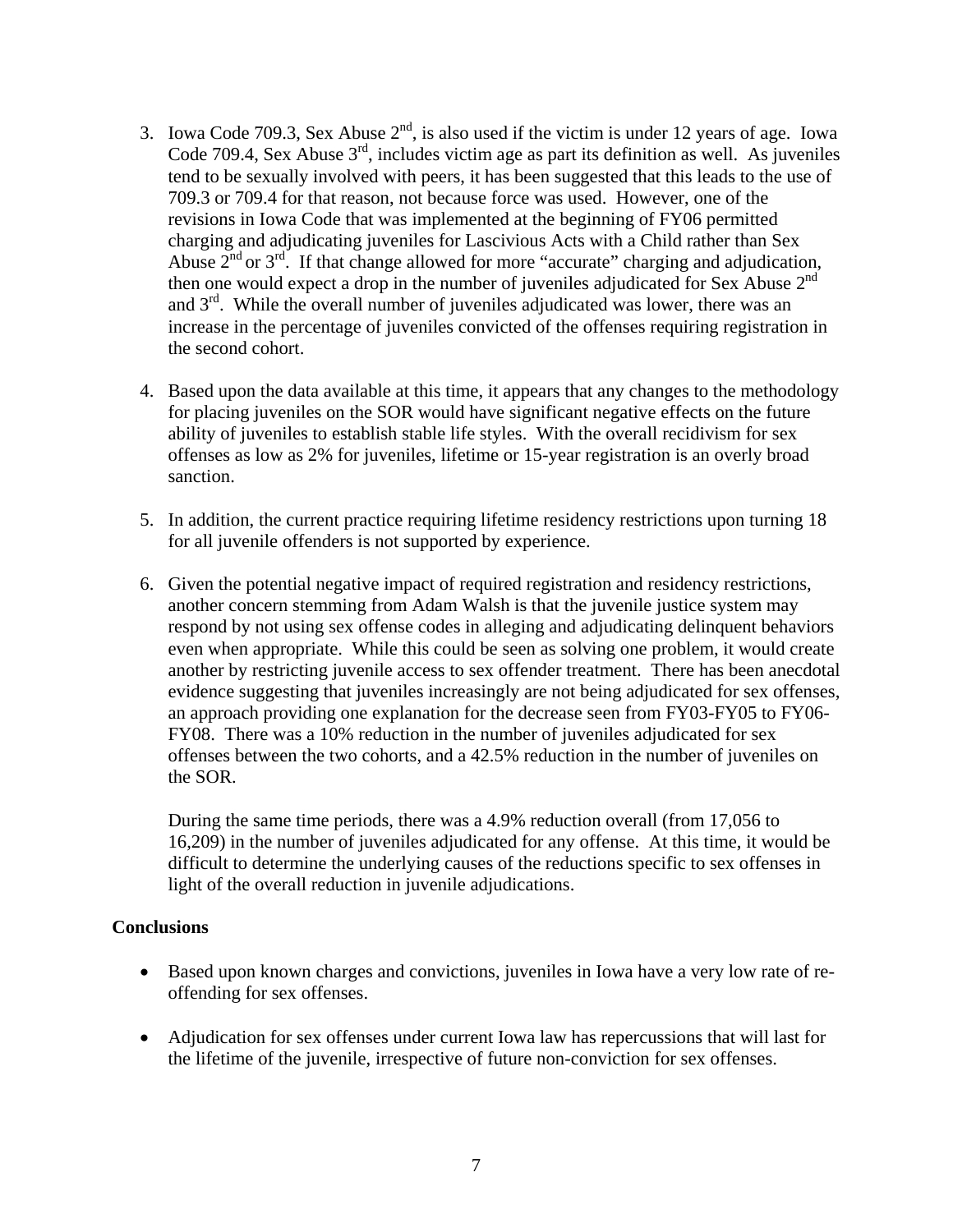3. Iowa Code 709.3, Sex Abuse 2nd, is also used if the victim is under 12 years of age. Iowa Code 709.4, Sex Abuse 3rd, includes victim age as part its definition as well. As juveniles tend to be sexually involved with peers, it has been suggested that this leads to the use of 709.3 or 709.4 for that reason, not because force was used. However, one of the revisions in Iowa Code that was implemented at the beginning of FY06 permitted charging and adjudicating juveniles for Lascivious Acts with a Child rather than Sex Abuse 2nd or 3rd. If that change allowed for more "accurate" charging and adjudication, then one would expect a drop in the number of juveniles adjudicated for Sex Abuse 2nd and 3rd. While the overall number of juveniles adjudicated was lower, there was an increase in the percentage of juveniles convicted of the offenses requiring registration in the second cohort.

4. Based upon the data available at this time, it appears that any changes to the methodology for placing juveniles on the SOR would have significant negative effects on the future ability of juveniles to establish stable life styles. With the overall recidivism for sex offenses as low as 2% for juveniles, lifetime or 15-year registration is an overly broad sanction.

5. In addition, the current practice requiring lifetime residency restrictions upon turning 18 for all juvenile offenders is not supported by experience.

6. Given the potential negative impact of required registration and residency restrictions, another concern stemming from Adam Walsh is that the juvenile justice system may respond by not using sex offense codes in alleging and adjudicating delinquent behaviors even when appropriate. While this could be seen as solving one problem, it would create another by restricting juvenile access to sex offender treatment. There has been anecdotal evidence suggesting that juveniles increasingly are not being adjudicated for sex offenses, an approach providing one explanation for the decrease seen from FY03-FY05 to FY06-FY08. There was a 10% reduction in the number of juveniles adjudicated for sex offenses between the two cohorts, and a 42.5% reduction in the number of juveniles on the SOR.

   During the same time periods, there was a 4.9% reduction overall (from 17,056 to 16,209) in the number of juveniles adjudicated for any offense. At this time, it would be difficult to determine the underlying causes of the reductions specific to sex offenses in light of the overall reduction in juvenile adjudications.

**Conclusions**

- Based upon known charges and convictions, juveniles in Iowa have a very low rate of re-offending for sex offenses.
- Adjudication for sex offenses under current Iowa law has repercussions that will last for the lifetime of the juvenile, irrespective of future non-conviction for sex offenses.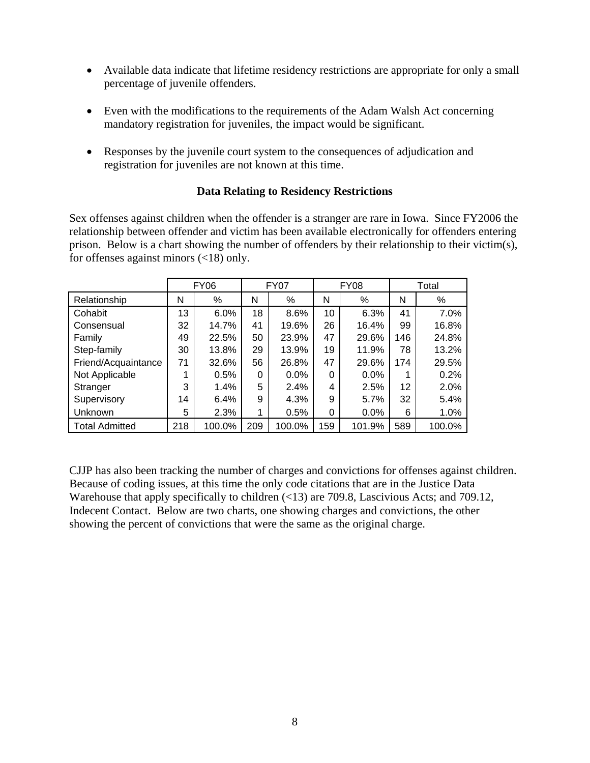- Available data indicate that lifetime residency restrictions are appropriate for only a small percentage of juvenile offenders.

- Even with the modifications to the requirements of the Adam Walsh Act concerning mandatory registration for juveniles, the impact would be significant.

- Responses by the juvenile court system to the consequences of adjudication and registration for juveniles are not known at this time.

**Data Relating to Residency Restrictions**

Sex offenses against children when the offender is a stranger are rare in Iowa. Since FY2006 the relationship between offender and victim has been available electronically for offenders entering prison. Below is a chart showing the number of offenders by their relationship to their victim(s), for offenses against minors (<18) only.

| | FY06 | | FY07 | | FY08 | | Total | |
|---|---|---|---|---|---|---|---|---|
| Relationship | N | % | N | % | N | % | N | % |
| Cohabit | 13 | 6.0% | 18 | 8.6% | 10 | 6.3% | 41 | 7.0% |
| Consensual | 32 | 14.7% | 41 | 19.6% | 26 | 16.4% | 99 | 16.8% |
| Family | 49 | 22.5% | 50 | 23.9% | 47 | 29.6% | 146 | 24.8% |
| Step-family | 30 | 13.8% | 29 | 13.9% | 19 | 11.9% | 78 | 13.2% |
| Friend/Acquaintance | 71 | 32.6% | 56 | 26.8% | 47 | 29.6% | 174 | 29.5% |
| Not Applicable | 1 | 0.5% | 0 | 0.0% | 0 | 0.0% | 1 | 0.2% |
| Stranger | 3 | 1.4% | 5 | 2.4% | 4 | 2.5% | 12 | 2.0% |
| Supervisory | 14 | 6.4% | 9 | 4.3% | 9 | 5.7% | 32 | 5.4% |
| Unknown | 5 | 2.3% | 1 | 0.5% | 0 | 0.0% | 6 | 1.0% |
| Total Admitted | 218 | 100.0% | 209 | 100.0% | 159 | 101.9% | 589 | 100.0% |

CJJP has also been tracking the number of charges and convictions for offenses against children. Because of coding issues, at this time the only code citations that are in the Justice Data Warehouse that apply specifically to children (<13) are 709.8, Lascivious Acts; and 709.12, Indecent Contact. Below are two charts, one showing charges and convictions, the other showing the percent of convictions that were the same as the original charge.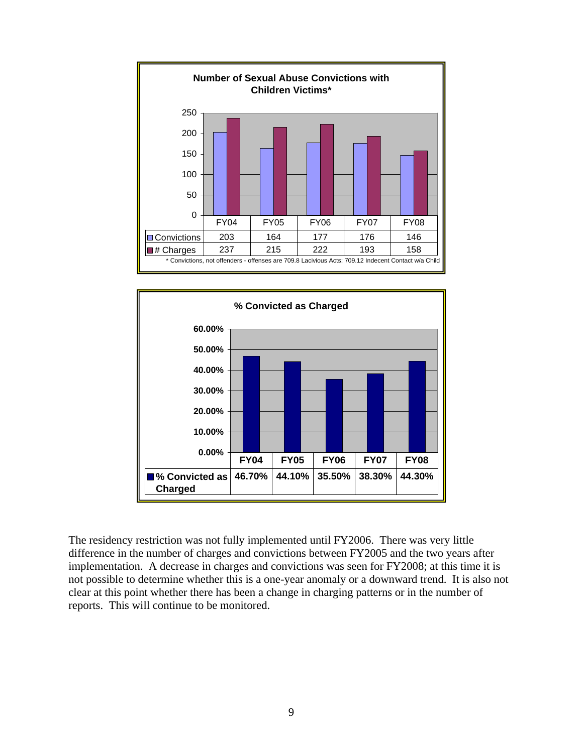**Number of Sexual Abuse Convictions with Children Victims***

| | FY04 | FY05 | FY06 | FY07 | FY08 |
|---|---|---|---|---|---|
| Convictions | 203 | 164 | 177 | 176 | 146 |
| # Charges | 237 | 215 | 222 | 193 | 158 |

* Convictions, not offenders - offenses are 709.8 Lacivious Acts; 709.12 Indecent Contact w/a Child

**% Convicted as Charged**

| | FY04 | FY05 | FY06 | FY07 | FY08 |
|---|---|---|---|---|---|
| % Convicted as Charged | 46.70% | 44.10% | 35.50% | 38.30% | 44.30% |

The residency restriction was not fully implemented until FY2006. There was very little difference in the number of charges and convictions between FY2005 and the two years after implementation. A decrease in charges and convictions was seen for FY2008; at this time it is not possible to determine whether this is a one-year anomaly or a downward trend. It is also not clear at this point whether there has been a change in charging patterns or in the number of reports. This will continue to be monitored.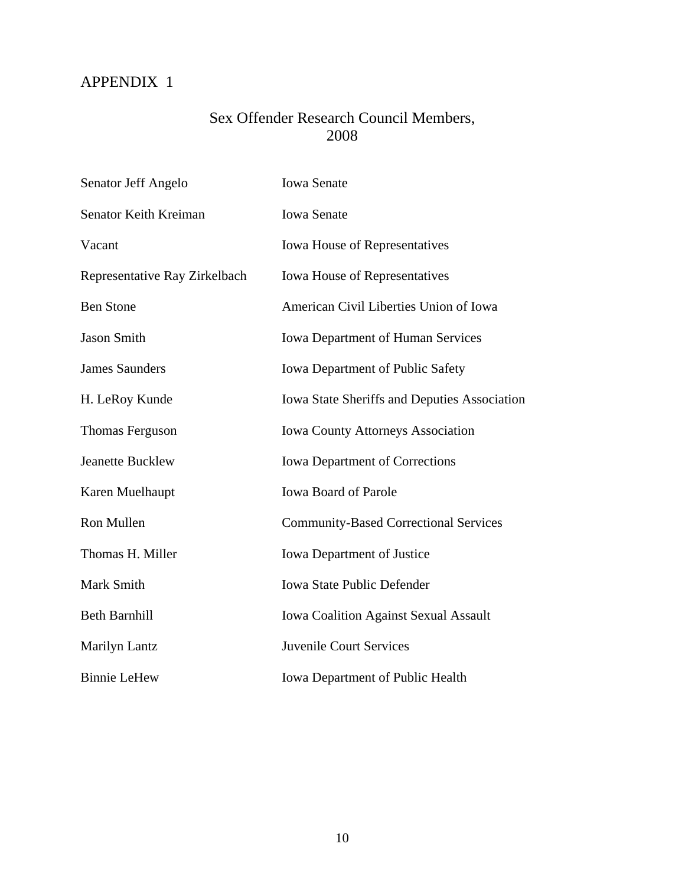# APPENDIX 1

## Sex Offender Research Council Members, 2008

| | |
|---|---|
| Senator Jeff Angelo | Iowa Senate |
| Senator Keith Kreiman | Iowa Senate |
| Vacant | Iowa House of Representatives |
| Representative Ray Zirkelbach | Iowa House of Representatives |
| Ben Stone | American Civil Liberties Union of Iowa |
| Jason Smith | Iowa Department of Human Services |
| James Saunders | Iowa Department of Public Safety |
| H. LeRoy Kunde | Iowa State Sheriffs and Deputies Association |
| Thomas Ferguson | Iowa County Attorneys Association |
| Jeanette Bucklew | Iowa Department of Corrections |
| Karen Muelhaupt | Iowa Board of Parole |
| Ron Mullen | Community-Based Correctional Services |
| Thomas H. Miller | Iowa Department of Justice |
| Mark Smith | Iowa State Public Defender |
| Beth Barnhill | Iowa Coalition Against Sexual Assault |
| Marilyn Lantz | Juvenile Court Services |
| Binnie LeHew | Iowa Department of Public Health |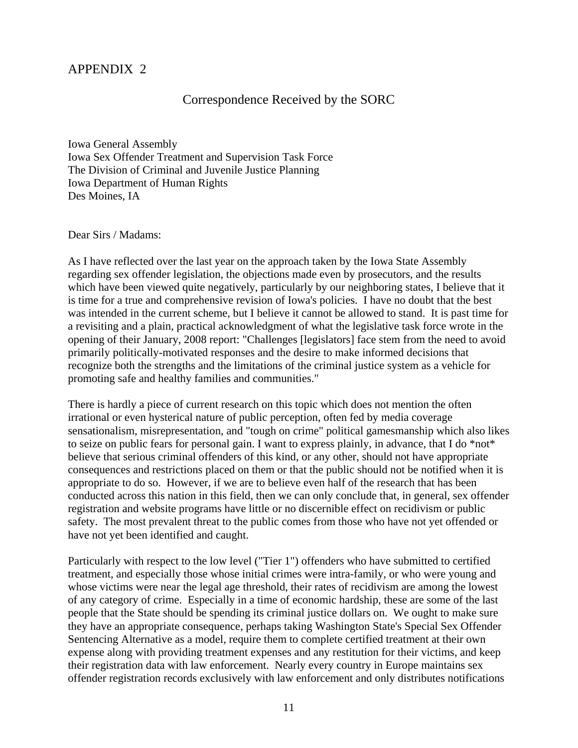# APPENDIX 2

## Correspondence Received by the SORC

Iowa General Assembly
Iowa Sex Offender Treatment and Supervision Task Force
The Division of Criminal and Juvenile Justice Planning
Iowa Department of Human Rights
Des Moines, IA

Dear Sirs / Madams:

As I have reflected over the last year on the approach taken by the Iowa State Assembly regarding sex offender legislation, the objections made even by prosecutors, and the results which have been viewed quite negatively, particularly by our neighboring states, I believe that it is time for a true and comprehensive revision of Iowa's policies. I have no doubt that the best was intended in the current scheme, but I believe it cannot be allowed to stand. It is past time for a revisiting and a plain, practical acknowledgment of what the legislative task force wrote in the opening of their January, 2008 report: "Challenges [legislators] face stem from the need to avoid primarily politically-motivated responses and the desire to make informed decisions that recognize both the strengths and the limitations of the criminal justice system as a vehicle for promoting safe and healthy families and communities."

There is hardly a piece of current research on this topic which does not mention the often irrational or even hysterical nature of public perception, often fed by media coverage sensationalism, misrepresentation, and "tough on crime" political gamesmanship which also likes to seize on public fears for personal gain. I want to express plainly, in advance, that I do *not* believe that serious criminal offenders of this kind, or any other, should not have appropriate consequences and restrictions placed on them or that the public should not be notified when it is appropriate to do so. However, if we are to believe even half of the research that has been conducted across this nation in this field, then we can only conclude that, in general, sex offender registration and website programs have little or no discernible effect on recidivism or public safety. The most prevalent threat to the public comes from those who have not yet offended or have not yet been identified and caught.

Particularly with respect to the low level ("Tier 1") offenders who have submitted to certified treatment, and especially those whose initial crimes were intra-family, or who were young and whose victims were near the legal age threshold, their rates of recidivism are among the lowest of any category of crime. Especially in a time of economic hardship, these are some of the last people that the State should be spending its criminal justice dollars on. We ought to make sure they have an appropriate consequence, perhaps taking Washington State's Special Sex Offender Sentencing Alternative as a model, require them to complete certified treatment at their own expense along with providing treatment expenses and any restitution for their victims, and keep their registration data with law enforcement. Nearly every country in Europe maintains sex offender registration records exclusively with law enforcement and only distributes notifications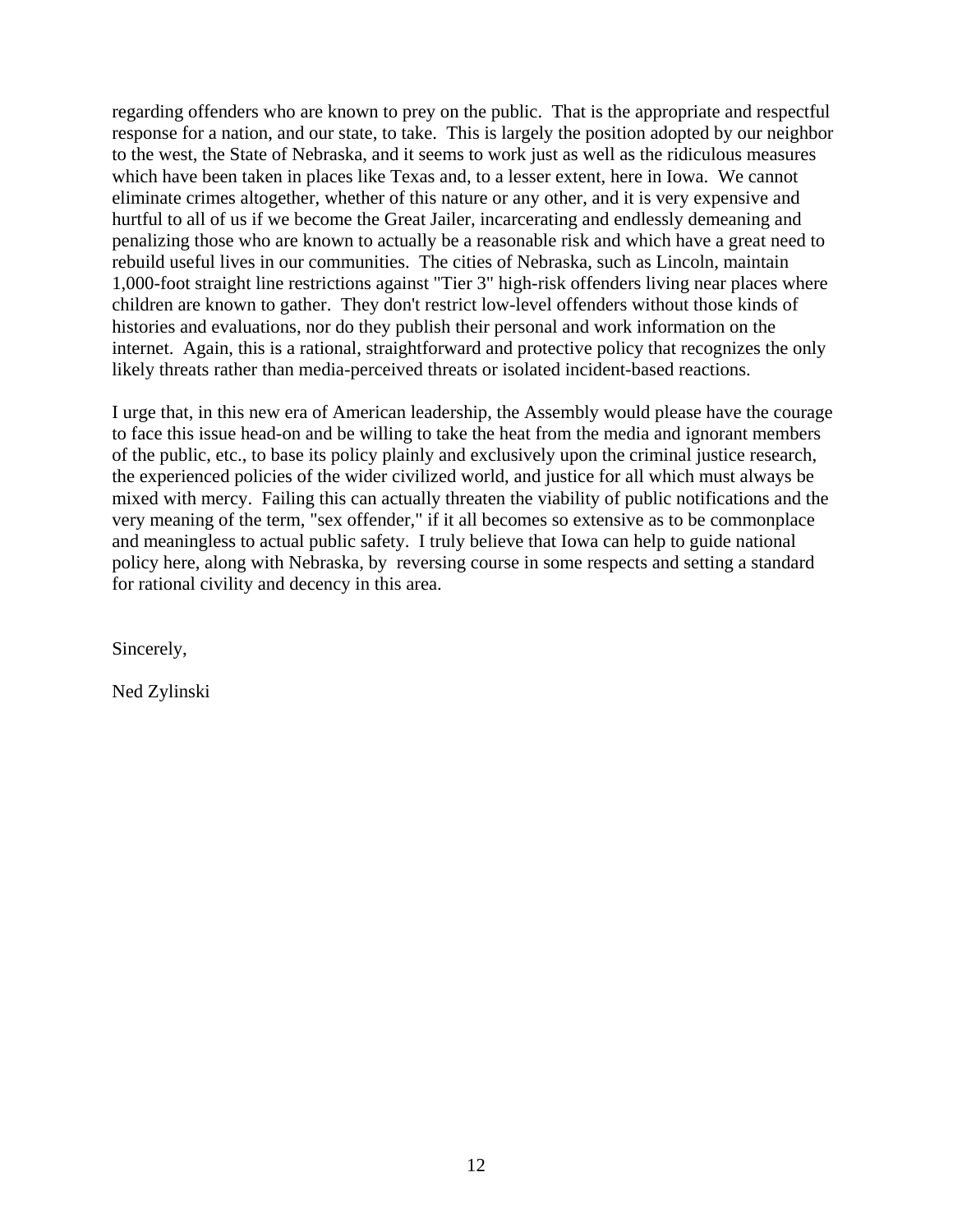regarding offenders who are known to prey on the public. That is the appropriate and respectful response for a nation, and our state, to take. This is largely the position adopted by our neighbor to the west, the State of Nebraska, and it seems to work just as well as the ridiculous measures which have been taken in places like Texas and, to a lesser extent, here in Iowa. We cannot eliminate crimes altogether, whether of this nature or any other, and it is very expensive and hurtful to all of us if we become the Great Jailer, incarcerating and endlessly demeaning and penalizing those who are known to actually be a reasonable risk and which have a great need to rebuild useful lives in our communities. The cities of Nebraska, such as Lincoln, maintain 1,000-foot straight line restrictions against "Tier 3" high-risk offenders living near places where children are known to gather. They don't restrict low-level offenders without those kinds of histories and evaluations, nor do they publish their personal and work information on the internet. Again, this is a rational, straightforward and protective policy that recognizes the only likely threats rather than media-perceived threats or isolated incident-based reactions.

I urge that, in this new era of American leadership, the Assembly would please have the courage to face this issue head-on and be willing to take the heat from the media and ignorant members of the public, etc., to base its policy plainly and exclusively upon the criminal justice research, the experienced policies of the wider civilized world, and justice for all which must always be mixed with mercy. Failing this can actually threaten the viability of public notifications and the very meaning of the term, "sex offender," if it all becomes so extensive as to be commonplace and meaningless to actual public safety. I truly believe that Iowa can help to guide national policy here, along with Nebraska, by reversing course in some respects and setting a standard for rational civility and decency in this area.

Sincerely,

Ned Zylinski